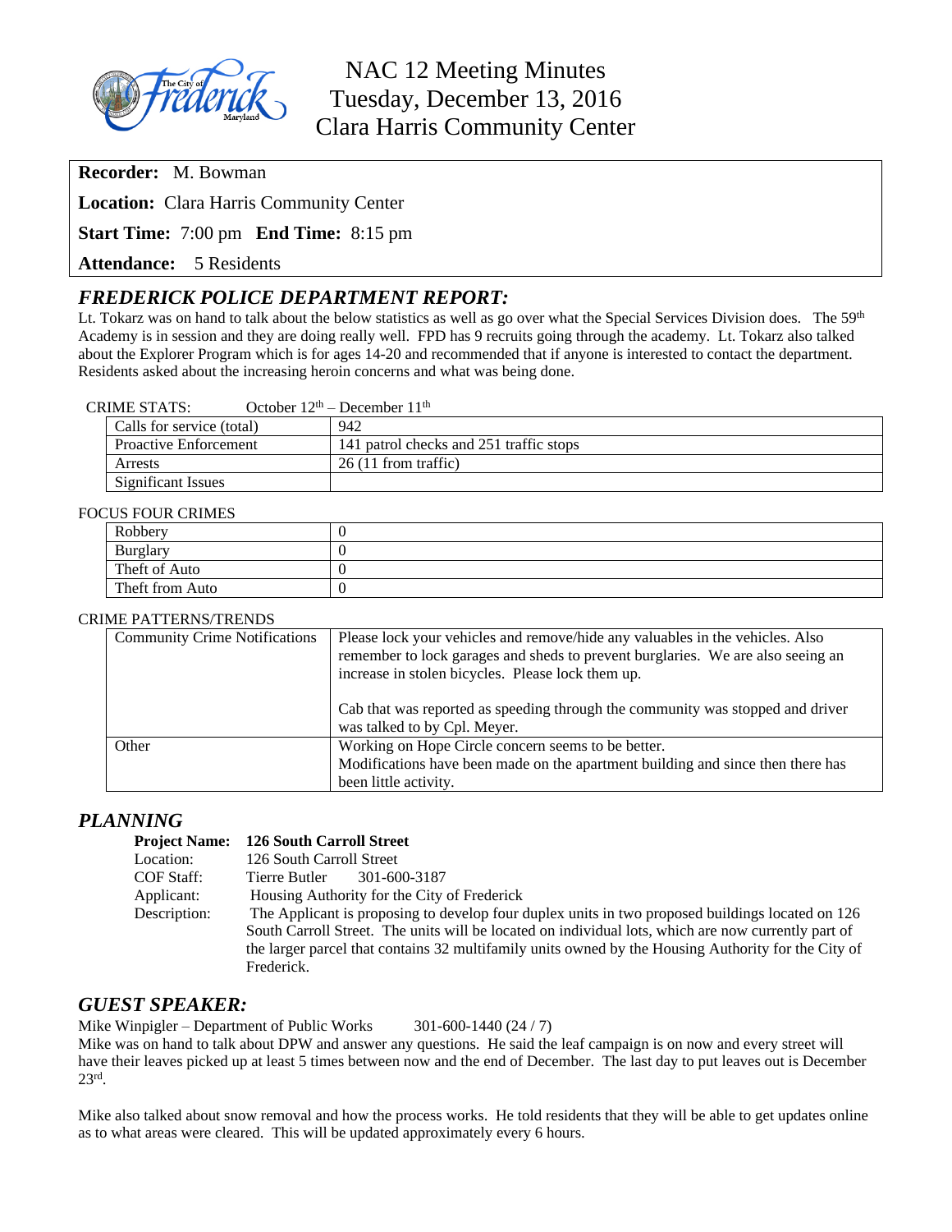# NAC 12 Meeting Minutes
## Tuesday, December 13, 2016
## Clara Harris Community Center

**Recorder:** M. Bowman

**Location:** Clara Harris Community Center

**Start Time:** 7:00 pm **End Time:** 8:15 pm

**Attendance:** 5 Residents

## *FREDERICK POLICE DEPARTMENT REPORT:*

Lt. Tokarz was on hand to talk about the below statistics as well as go over what the Special Services Division does. The 59th Academy is in session and they are doing really well. FPD has 9 recruits going through the academy. Lt. Tokarz also talked about the Explorer Program which is for ages 14-20 and recommended that if anyone is interested to contact the department. Residents asked about the increasing heroin concerns and what was being done.

CRIME STATS: October 12th – December 11th

| | |
|---|---|
| Calls for service (total) | 942 |
| Proactive Enforcement | 141 patrol checks and 251 traffic stops |
| Arrests | 26 (11 from traffic) |
| Significant Issues | |

FOCUS FOUR CRIMES

| | |
|---|---|
| Robbery | 0 |
| Burglary | 0 |
| Theft of Auto | 0 |
| Theft from Auto | 0 |

CRIME PATTERNS/TRENDS

| | |
|---|---|
| Community Crime Notifications | Please lock your vehicles and remove/hide any valuables in the vehicles. Also remember to lock garages and sheds to prevent burglaries. We are also seeing an increase in stolen bicycles. Please lock them up.<br><br>Cab that was reported as speeding through the community was stopped and driver was talked to by Cpl. Meyer. |
| Other | Working on Hope Circle concern seems to be better.<br>Modifications have been made on the apartment building and since then there has been little activity. |

## *PLANNING*

**Project Name:** **126 South Carroll Street**
Location: 126 South Carroll Street
COF Staff: Tierre Butler 301-600-3187
Applicant: Housing Authority for the City of Frederick
Description: The Applicant is proposing to develop four duplex units in two proposed buildings located on 126 South Carroll Street. The units will be located on individual lots, which are now currently part of the larger parcel that contains 32 multifamily units owned by the Housing Authority for the City of Frederick.

## *GUEST SPEAKER:*

Mike Winpigler – Department of Public Works 301-600-1440 (24 / 7)
Mike was on hand to talk about DPW and answer any questions. He said the leaf campaign is on now and every street will have their leaves picked up at least 5 times between now and the end of December. The last day to put leaves out is December 23rd.

Mike also talked about snow removal and how the process works. He told residents that they will be able to get updates online as to what areas were cleared. This will be updated approximately every 6 hours.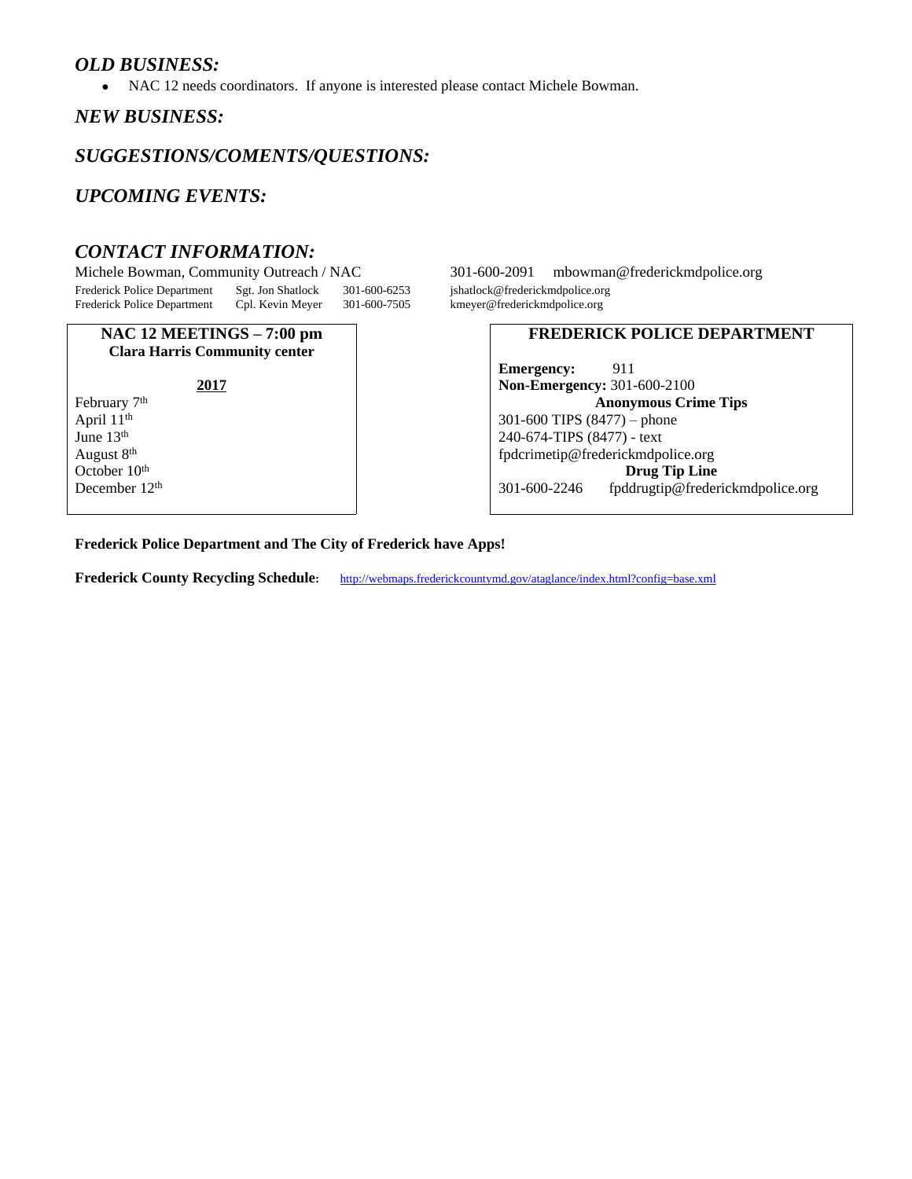## *OLD BUSINESS:*

- NAC 12 needs coordinators. If anyone is interested please contact Michele Bowman.

## *NEW BUSINESS:*

## *SUGGESTIONS/COMENTS/QUESTIONS:*

## *UPCOMING EVENTS:*

## *CONTACT INFORMATION:*

| | | | |
|---|---|---|---|
| Michele Bowman, Community Outreach / NAC | | 301-600-2091 | mbowman@frederickmdpolice.org |
| Frederick Police Department | Sgt. Jon Shatlock | 301-600-6253 | jshatlock@frederickmdpolice.org |
| Frederick Police Department | Cpl. Kevin Meyer | 301-600-7505 | kmeyer@frederickmdpolice.org |

**NAC 12 MEETINGS – 7:00 pm**
**Clara Harris Community center**

**2017**

February 7th
April 11th
June 13th
August 8th
October 10th
December 12th

**FREDERICK POLICE DEPARTMENT**

**Emergency:** 911
**Non-Emergency:** 301-600-2100

**Anonymous Crime Tips**

301-600 TIPS (8477) – phone
240-674-TIPS (8477) - text
fpdcrimetip@frederickmdpolice.org

**Drug Tip Line**

301-600-2246 fpddrugtip@frederickmdpolice.org

**Frederick Police Department and The City of Frederick have Apps!**

**Frederick County Recycling Schedule**: http://webmaps.frederickcountymd.gov/ataglance/index.html?config=base.xml